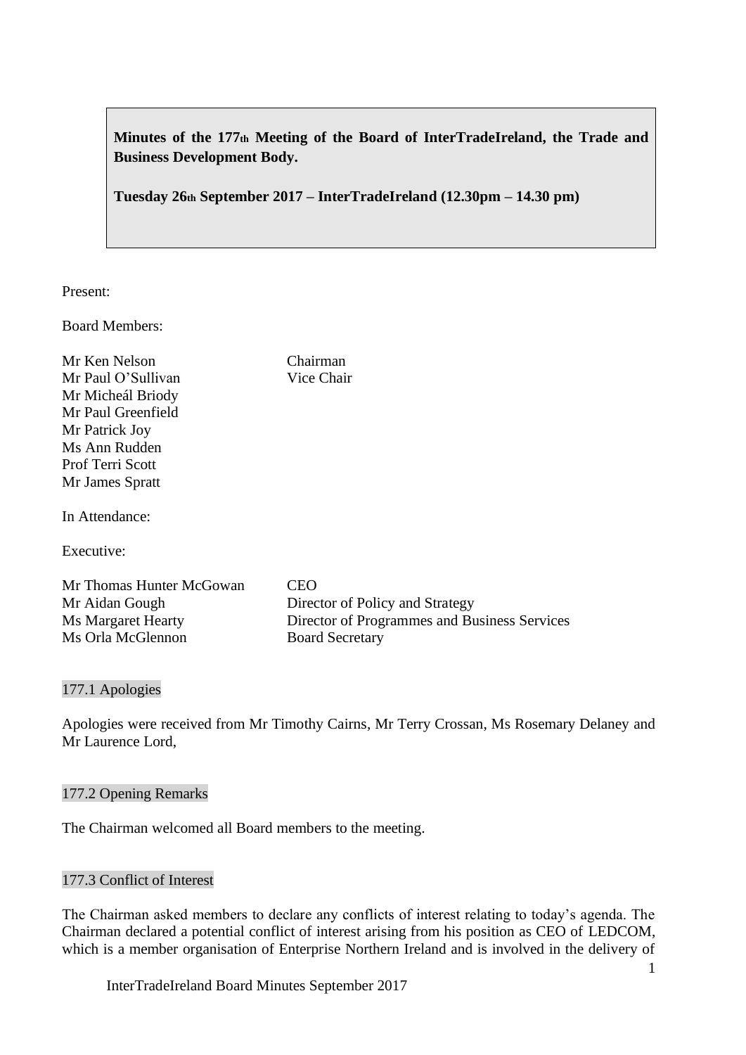**Minutes of the 177th Meeting of the Board of InterTradeIreland, the Trade and Business Development Body.**

**Tuesday 26th September 2017 – InterTradeIreland (12.30pm – 14.30 pm)**

Present:

Board Members:

| | |
|---|---|
| Mr Ken Nelson | Chairman |
| Mr Paul O'Sullivan | Vice Chair |
| Mr Micheál Briody | |
| Mr Paul Greenfield | |
| Mr Patrick Joy | |
| Ms Ann Rudden | |
| Prof Terri Scott | |
| Mr James Spratt | |

In Attendance:

Executive:

| | |
|---|---|
| Mr Thomas Hunter McGowan | CEO |
| Mr Aidan Gough | Director of Policy and Strategy |
| Ms Margaret Hearty | Director of Programmes and Business Services |
| Ms Orla McGlennon | Board Secretary |

## 177.1 Apologies

Apologies were received from Mr Timothy Cairns, Mr Terry Crossan, Ms Rosemary Delaney and Mr Laurence Lord,

## 177.2 Opening Remarks

The Chairman welcomed all Board members to the meeting.

## 177.3 Conflict of Interest

The Chairman asked members to declare any conflicts of interest relating to today's agenda. The Chairman declared a potential conflict of interest arising from his position as CEO of LEDCOM, which is a member organisation of Enterprise Northern Ireland and is involved in the delivery of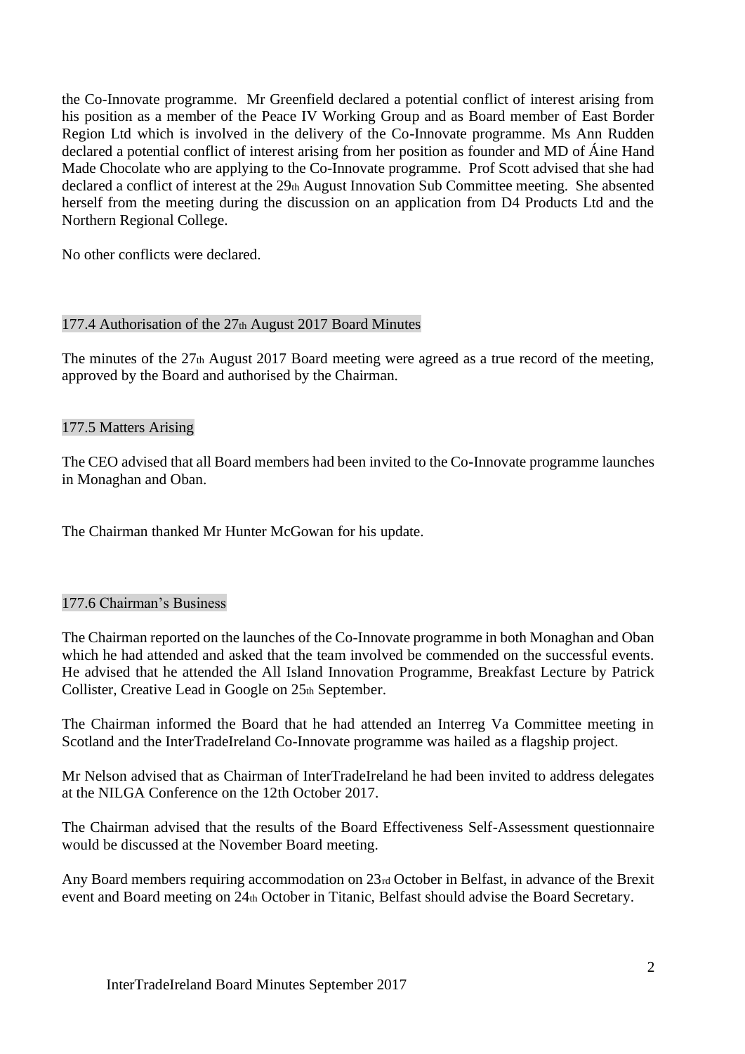the Co-Innovate programme. Mr Greenfield declared a potential conflict of interest arising from his position as a member of the Peace IV Working Group and as Board member of East Border Region Ltd which is involved in the delivery of the Co-Innovate programme. Ms Ann Rudden declared a potential conflict of interest arising from her position as founder and MD of Áine Hand Made Chocolate who are applying to the Co-Innovate programme. Prof Scott advised that she had declared a conflict of interest at the 29th August Innovation Sub Committee meeting. She absented herself from the meeting during the discussion on an application from D4 Products Ltd and the Northern Regional College.

No other conflicts were declared.

## 177.4 Authorisation of the 27th August 2017 Board Minutes

The minutes of the 27th August 2017 Board meeting were agreed as a true record of the meeting, approved by the Board and authorised by the Chairman.

## 177.5 Matters Arising

The CEO advised that all Board members had been invited to the Co-Innovate programme launches in Monaghan and Oban.

The Chairman thanked Mr Hunter McGowan for his update.

## 177.6 Chairman's Business

The Chairman reported on the launches of the Co-Innovate programme in both Monaghan and Oban which he had attended and asked that the team involved be commended on the successful events. He advised that he attended the All Island Innovation Programme, Breakfast Lecture by Patrick Collister, Creative Lead in Google on 25th September.

The Chairman informed the Board that he had attended an Interreg Va Committee meeting in Scotland and the InterTradeIreland Co-Innovate programme was hailed as a flagship project.

Mr Nelson advised that as Chairman of InterTradeIreland he had been invited to address delegates at the NILGA Conference on the 12th October 2017.

The Chairman advised that the results of the Board Effectiveness Self-Assessment questionnaire would be discussed at the November Board meeting.

Any Board members requiring accommodation on 23rd October in Belfast, in advance of the Brexit event and Board meeting on 24th October in Titanic, Belfast should advise the Board Secretary.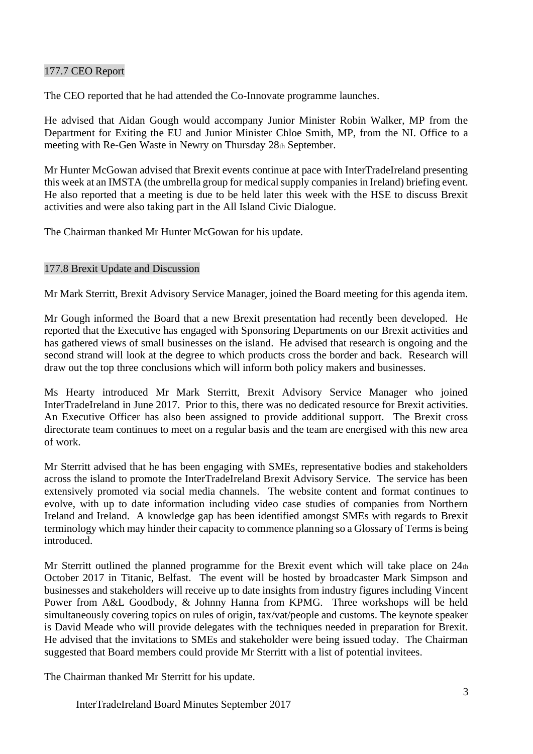## 177.7 CEO Report

The CEO reported that he had attended the Co-Innovate programme launches.

He advised that Aidan Gough would accompany Junior Minister Robin Walker, MP from the Department for Exiting the EU and Junior Minister Chloe Smith, MP, from the NI. Office to a meeting with Re-Gen Waste in Newry on Thursday 28th September.

Mr Hunter McGowan advised that Brexit events continue at pace with InterTradeIreland presenting this week at an IMSTA (the umbrella group for medical supply companies in Ireland) briefing event. He also reported that a meeting is due to be held later this week with the HSE to discuss Brexit activities and were also taking part in the All Island Civic Dialogue.

The Chairman thanked Mr Hunter McGowan for his update.

## 177.8 Brexit Update and Discussion

Mr Mark Sterritt, Brexit Advisory Service Manager, joined the Board meeting for this agenda item.

Mr Gough informed the Board that a new Brexit presentation had recently been developed. He reported that the Executive has engaged with Sponsoring Departments on our Brexit activities and has gathered views of small businesses on the island. He advised that research is ongoing and the second strand will look at the degree to which products cross the border and back. Research will draw out the top three conclusions which will inform both policy makers and businesses.

Ms Hearty introduced Mr Mark Sterritt, Brexit Advisory Service Manager who joined InterTradeIreland in June 2017. Prior to this, there was no dedicated resource for Brexit activities. An Executive Officer has also been assigned to provide additional support. The Brexit cross directorate team continues to meet on a regular basis and the team are energised with this new area of work.

Mr Sterritt advised that he has been engaging with SMEs, representative bodies and stakeholders across the island to promote the InterTradeIreland Brexit Advisory Service. The service has been extensively promoted via social media channels. The website content and format continues to evolve, with up to date information including video case studies of companies from Northern Ireland and Ireland. A knowledge gap has been identified amongst SMEs with regards to Brexit terminology which may hinder their capacity to commence planning so a Glossary of Terms is being introduced.

Mr Sterritt outlined the planned programme for the Brexit event which will take place on 24th October 2017 in Titanic, Belfast. The event will be hosted by broadcaster Mark Simpson and businesses and stakeholders will receive up to date insights from industry figures including Vincent Power from A&L Goodbody, & Johnny Hanna from KPMG. Three workshops will be held simultaneously covering topics on rules of origin, tax/vat/people and customs. The keynote speaker is David Meade who will provide delegates with the techniques needed in preparation for Brexit. He advised that the invitations to SMEs and stakeholder were being issued today. The Chairman suggested that Board members could provide Mr Sterritt with a list of potential invitees.

The Chairman thanked Mr Sterritt for his update.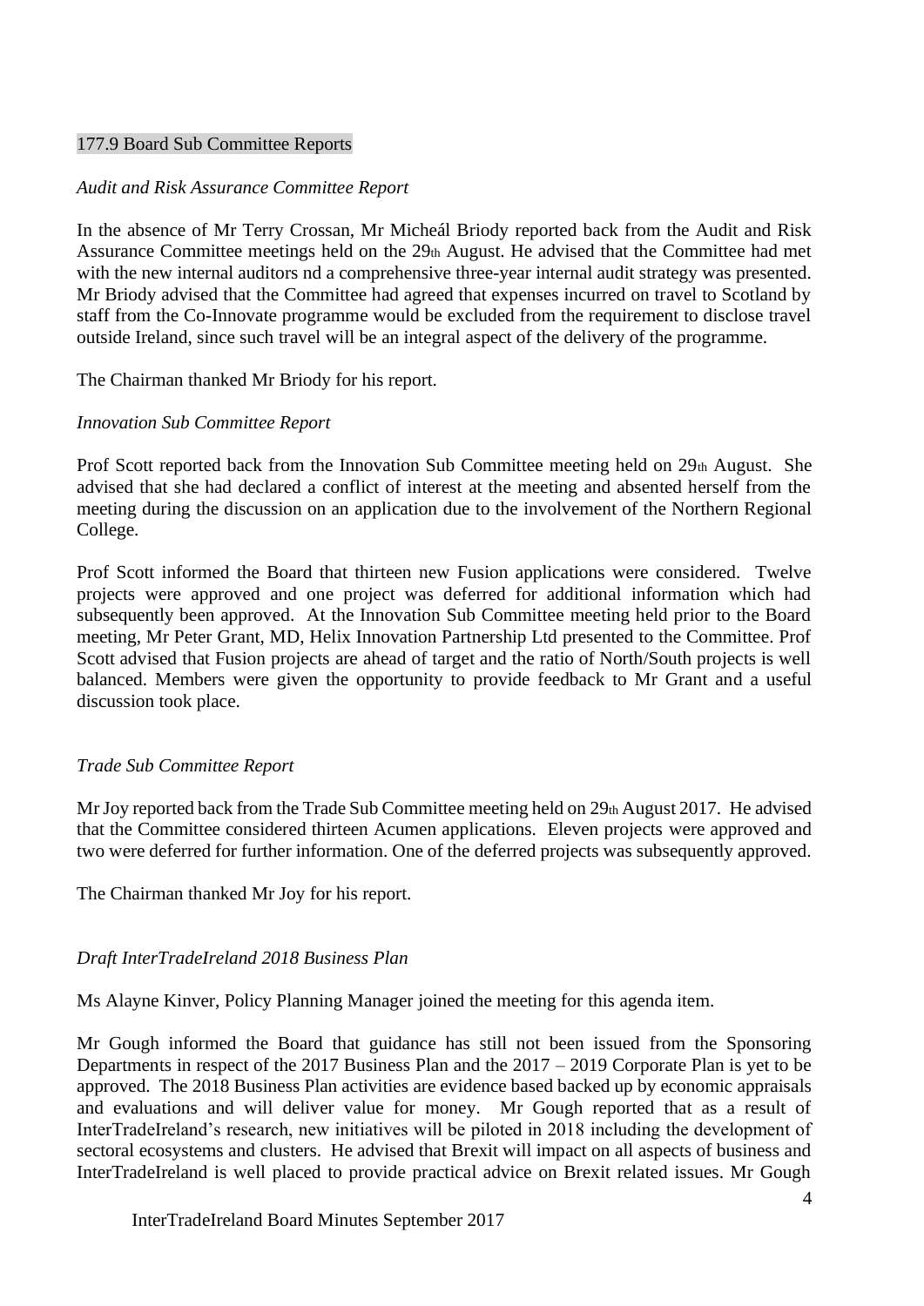177.9 Board Sub Committee Reports

*Audit and Risk Assurance Committee Report*

In the absence of Mr Terry Crossan, Mr Micheál Briody reported back from the Audit and Risk Assurance Committee meetings held on the 29th August. He advised that the Committee had met with the new internal auditors nd a comprehensive three-year internal audit strategy was presented. Mr Briody advised that the Committee had agreed that expenses incurred on travel to Scotland by staff from the Co-Innovate programme would be excluded from the requirement to disclose travel outside Ireland, since such travel will be an integral aspect of the delivery of the programme.

The Chairman thanked Mr Briody for his report.

*Innovation Sub Committee Report*

Prof Scott reported back from the Innovation Sub Committee meeting held on 29th August. She advised that she had declared a conflict of interest at the meeting and absented herself from the meeting during the discussion on an application due to the involvement of the Northern Regional College.

Prof Scott informed the Board that thirteen new Fusion applications were considered. Twelve projects were approved and one project was deferred for additional information which had subsequently been approved. At the Innovation Sub Committee meeting held prior to the Board meeting, Mr Peter Grant, MD, Helix Innovation Partnership Ltd presented to the Committee. Prof Scott advised that Fusion projects are ahead of target and the ratio of North/South projects is well balanced. Members were given the opportunity to provide feedback to Mr Grant and a useful discussion took place.

*Trade Sub Committee Report*

Mr Joy reported back from the Trade Sub Committee meeting held on 29th August 2017. He advised that the Committee considered thirteen Acumen applications. Eleven projects were approved and two were deferred for further information. One of the deferred projects was subsequently approved.

The Chairman thanked Mr Joy for his report.

*Draft InterTradeIreland 2018 Business Plan*

Ms Alayne Kinver, Policy Planning Manager joined the meeting for this agenda item.

Mr Gough informed the Board that guidance has still not been issued from the Sponsoring Departments in respect of the 2017 Business Plan and the 2017 – 2019 Corporate Plan is yet to be approved. The 2018 Business Plan activities are evidence based backed up by economic appraisals and evaluations and will deliver value for money. Mr Gough reported that as a result of InterTradeIreland's research, new initiatives will be piloted in 2018 including the development of sectoral ecosystems and clusters. He advised that Brexit will impact on all aspects of business and InterTradeIreland is well placed to provide practical advice on Brexit related issues. Mr Gough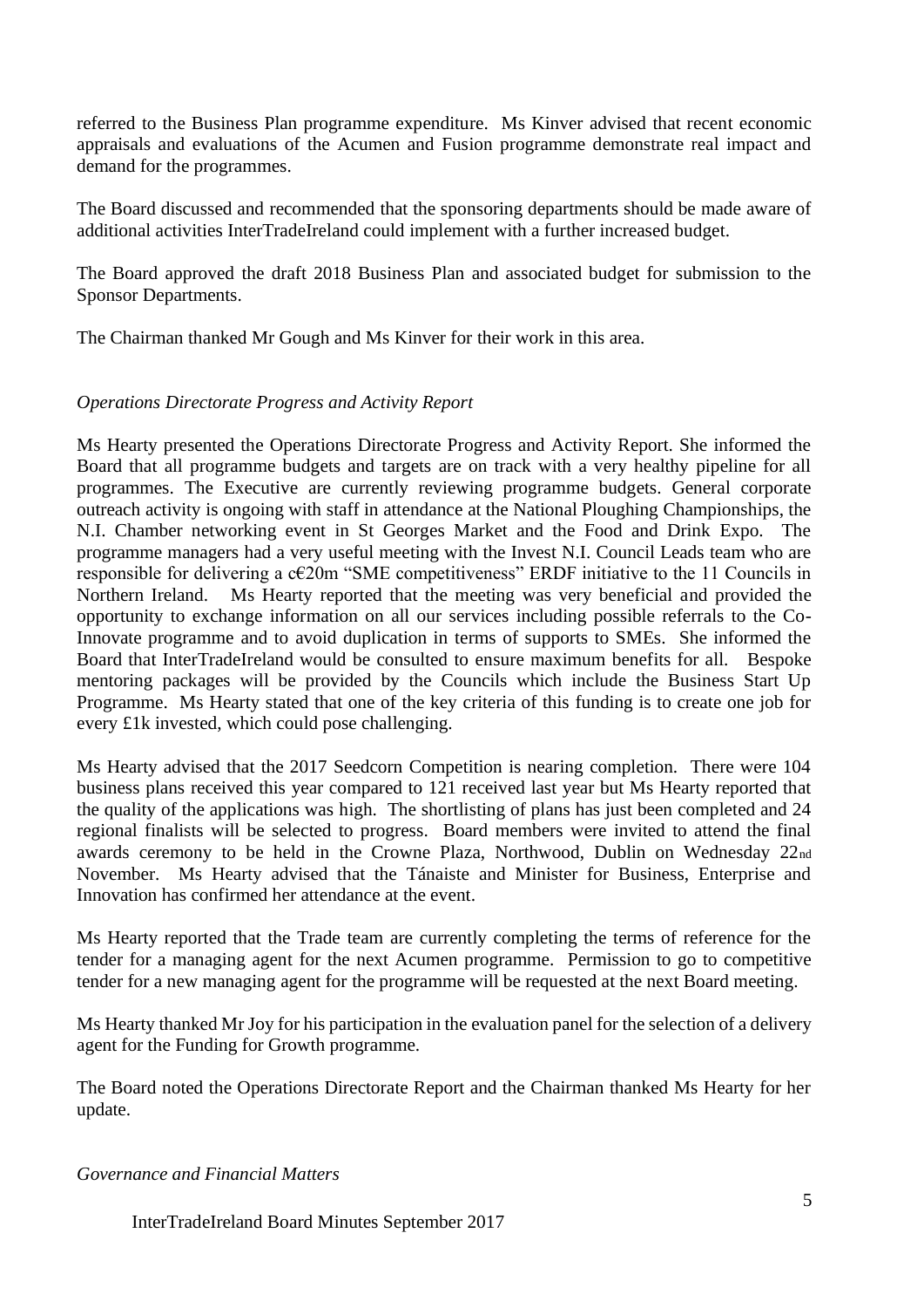referred to the Business Plan programme expenditure. Ms Kinver advised that recent economic appraisals and evaluations of the Acumen and Fusion programme demonstrate real impact and demand for the programmes.

The Board discussed and recommended that the sponsoring departments should be made aware of additional activities InterTradeIreland could implement with a further increased budget.

The Board approved the draft 2018 Business Plan and associated budget for submission to the Sponsor Departments.

The Chairman thanked Mr Gough and Ms Kinver for their work in this area.

*Operations Directorate Progress and Activity Report*

Ms Hearty presented the Operations Directorate Progress and Activity Report. She informed the Board that all programme budgets and targets are on track with a very healthy pipeline for all programmes. The Executive are currently reviewing programme budgets. General corporate outreach activity is ongoing with staff in attendance at the National Ploughing Championships, the N.I. Chamber networking event in St Georges Market and the Food and Drink Expo. The programme managers had a very useful meeting with the Invest N.I. Council Leads team who are responsible for delivering a c€20m "SME competitiveness" ERDF initiative to the 11 Councils in Northern Ireland. Ms Hearty reported that the meeting was very beneficial and provided the opportunity to exchange information on all our services including possible referrals to the Co-Innovate programme and to avoid duplication in terms of supports to SMEs. She informed the Board that InterTradeIreland would be consulted to ensure maximum benefits for all. Bespoke mentoring packages will be provided by the Councils which include the Business Start Up Programme. Ms Hearty stated that one of the key criteria of this funding is to create one job for every £1k invested, which could pose challenging.

Ms Hearty advised that the 2017 Seedcorn Competition is nearing completion. There were 104 business plans received this year compared to 121 received last year but Ms Hearty reported that the quality of the applications was high. The shortlisting of plans has just been completed and 24 regional finalists will be selected to progress. Board members were invited to attend the final awards ceremony to be held in the Crowne Plaza, Northwood, Dublin on Wednesday 22nd November. Ms Hearty advised that the Tánaiste and Minister for Business, Enterprise and Innovation has confirmed her attendance at the event.

Ms Hearty reported that the Trade team are currently completing the terms of reference for the tender for a managing agent for the next Acumen programme. Permission to go to competitive tender for a new managing agent for the programme will be requested at the next Board meeting.

Ms Hearty thanked Mr Joy for his participation in the evaluation panel for the selection of a delivery agent for the Funding for Growth programme.

The Board noted the Operations Directorate Report and the Chairman thanked Ms Hearty for her update.

*Governance and Financial Matters*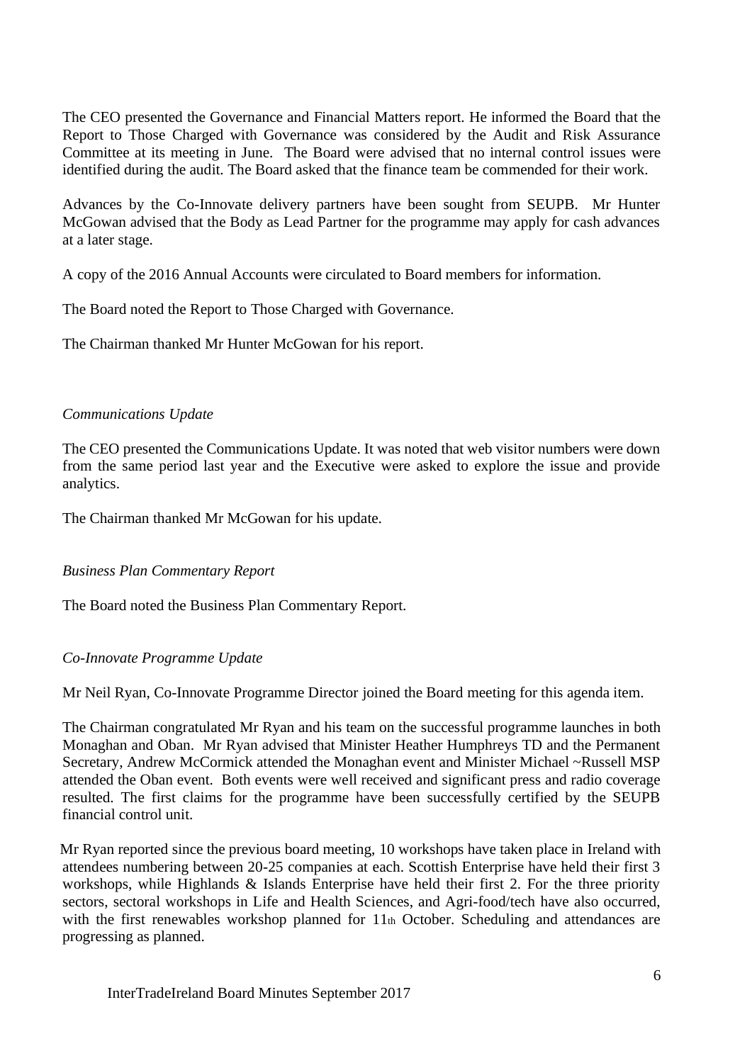The CEO presented the Governance and Financial Matters report. He informed the Board that the Report to Those Charged with Governance was considered by the Audit and Risk Assurance Committee at its meeting in June. The Board were advised that no internal control issues were identified during the audit. The Board asked that the finance team be commended for their work.

Advances by the Co-Innovate delivery partners have been sought from SEUPB. Mr Hunter McGowan advised that the Body as Lead Partner for the programme may apply for cash advances at a later stage.

A copy of the 2016 Annual Accounts were circulated to Board members for information.

The Board noted the Report to Those Charged with Governance.

The Chairman thanked Mr Hunter McGowan for his report.

*Communications Update*

The CEO presented the Communications Update. It was noted that web visitor numbers were down from the same period last year and the Executive were asked to explore the issue and provide analytics.

The Chairman thanked Mr McGowan for his update.

*Business Plan Commentary Report*

The Board noted the Business Plan Commentary Report.

*Co-Innovate Programme Update*

Mr Neil Ryan, Co-Innovate Programme Director joined the Board meeting for this agenda item.

The Chairman congratulated Mr Ryan and his team on the successful programme launches in both Monaghan and Oban. Mr Ryan advised that Minister Heather Humphreys TD and the Permanent Secretary, Andrew McCormick attended the Monaghan event and Minister Michael ~Russell MSP attended the Oban event. Both events were well received and significant press and radio coverage resulted. The first claims for the programme have been successfully certified by the SEUPB financial control unit.

Mr Ryan reported since the previous board meeting, 10 workshops have taken place in Ireland with attendees numbering between 20-25 companies at each. Scottish Enterprise have held their first 3 workshops, while Highlands & Islands Enterprise have held their first 2. For the three priority sectors, sectoral workshops in Life and Health Sciences, and Agri-food/tech have also occurred, with the first renewables workshop planned for 11th October. Scheduling and attendances are progressing as planned.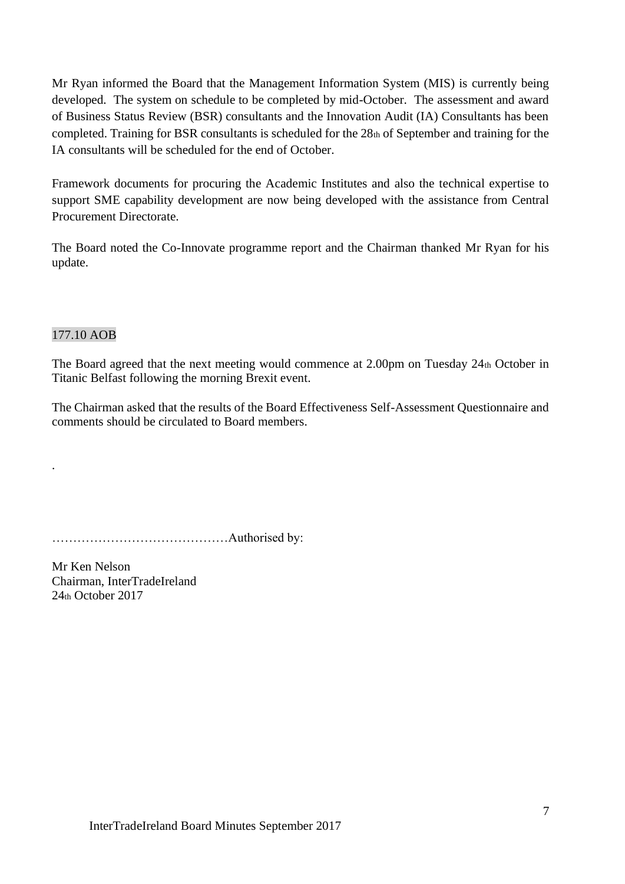Mr Ryan informed the Board that the Management Information System (MIS) is currently being developed. The system on schedule to be completed by mid-October. The assessment and award of Business Status Review (BSR) consultants and the Innovation Audit (IA) Consultants has been completed. Training for BSR consultants is scheduled for the 28th of September and training for the IA consultants will be scheduled for the end of October.

Framework documents for procuring the Academic Institutes and also the technical expertise to support SME capability development are now being developed with the assistance from Central Procurement Directorate.

The Board noted the Co-Innovate programme report and the Chairman thanked Mr Ryan for his update.

177.10 AOB

The Board agreed that the next meeting would commence at 2.00pm on Tuesday 24th October in Titanic Belfast following the morning Brexit event.

The Chairman asked that the results of the Board Effectiveness Self-Assessment Questionnaire and comments should be circulated to Board members.

.

……………………………………Authorised by:

Mr Ken Nelson
Chairman, InterTradeIreland
24th October 2017